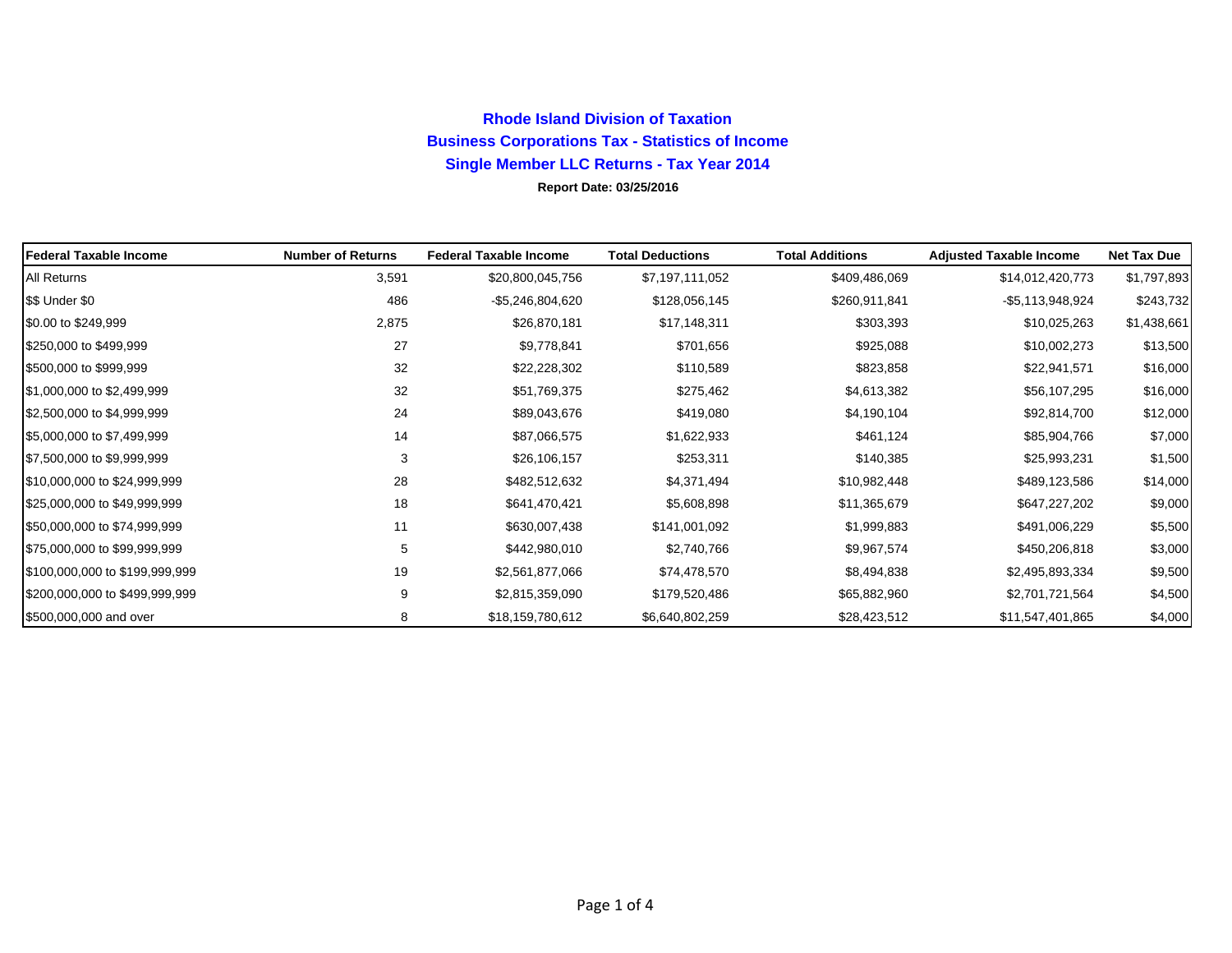# Rhode Island Division of Taxation

## Business Corporations Tax - Statistics of Income

## Single Member LLC Returns - Tax Year 2014

**Report Date: 03/25/2016**

| Federal Taxable Income | Number of Returns | Federal Taxable Income | Total Deductions | Total Additions | Adjusted Taxable Income | Net Tax Due |
|---|---|---|---|---|---|---|
| All Returns | 3,591 | $20,800,045,756 | $7,197,111,052 | $409,486,069 | $14,012,420,773 | $1,797,893 |
| $$ Under $0 | 486 | -$5,246,804,620 | $128,056,145 | $260,911,841 | -$5,113,948,924 | $243,732 |
| $0.00 to $249,999 | 2,875 | $26,870,181 | $17,148,311 | $303,393 | $10,025,263 | $1,438,661 |
| $250,000 to $499,999 | 27 | $9,778,841 | $701,656 | $925,088 | $10,002,273 | $13,500 |
| $500,000 to $999,999 | 32 | $22,228,302 | $110,589 | $823,858 | $22,941,571 | $16,000 |
| $1,000,000 to $2,499,999 | 32 | $51,769,375 | $275,462 | $4,613,382 | $56,107,295 | $16,000 |
| $2,500,000 to $4,999,999 | 24 | $89,043,676 | $419,080 | $4,190,104 | $92,814,700 | $12,000 |
| $5,000,000 to $7,499,999 | 14 | $87,066,575 | $1,622,933 | $461,124 | $85,904,766 | $7,000 |
| $7,500,000 to $9,999,999 | 3 | $26,106,157 | $253,311 | $140,385 | $25,993,231 | $1,500 |
| $10,000,000 to $24,999,999 | 28 | $482,512,632 | $4,371,494 | $10,982,448 | $489,123,586 | $14,000 |
| $25,000,000 to $49,999,999 | 18 | $641,470,421 | $5,608,898 | $11,365,679 | $647,227,202 | $9,000 |
| $50,000,000 to $74,999,999 | 11 | $630,007,438 | $141,001,092 | $1,999,883 | $491,006,229 | $5,500 |
| $75,000,000 to $99,999,999 | 5 | $442,980,010 | $2,740,766 | $9,967,574 | $450,206,818 | $3,000 |
| $100,000,000 to $199,999,999 | 19 | $2,561,877,066 | $74,478,570 | $8,494,838 | $2,495,893,334 | $9,500 |
| $200,000,000 to $499,999,999 | 9 | $2,815,359,090 | $179,520,486 | $65,882,960 | $2,701,721,564 | $4,500 |
| $500,000,000 and over | 8 | $18,159,780,612 | $6,640,802,259 | $28,423,512 | $11,547,401,865 | $4,000 |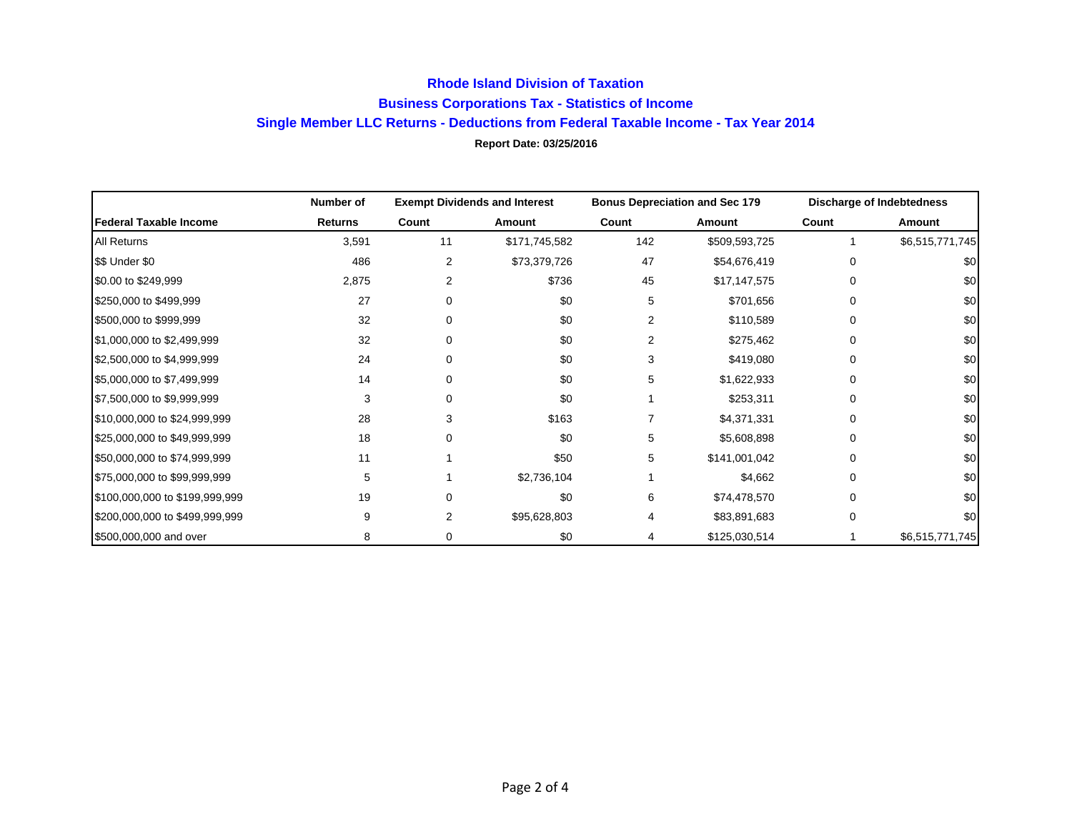## Rhode Island Division of Taxation

## Business Corporations Tax - Statistics of Income

## Single Member LLC Returns - Deductions from Federal Taxable Income - Tax Year 2014

**Report Date: 03/25/2016**

| | Number of | Exempt Dividends and Interest | | Bonus Depreciation and Sec 179 | | Discharge of Indebtedness | |
|---|---|---|---|---|---|---|---|
| Federal Taxable Income | Returns | Count | Amount | Count | Amount | Count | Amount |
| All Returns | 3,591 | 11 | $171,745,582 | 142 | $509,593,725 | 1 | $6,515,771,745 |
| $$ Under $0 | 486 | 2 | $73,379,726 | 47 | $54,676,419 | 0 | $0 |
| $0.00 to $249,999 | 2,875 | 2 | $736 | 45 | $17,147,575 | 0 | $0 |
| $250,000 to $499,999 | 27 | 0 | $0 | 5 | $701,656 | 0 | $0 |
| $500,000 to $999,999 | 32 | 0 | $0 | 2 | $110,589 | 0 | $0 |
| $1,000,000 to $2,499,999 | 32 | 0 | $0 | 2 | $275,462 | 0 | $0 |
| $2,500,000 to $4,999,999 | 24 | 0 | $0 | 3 | $419,080 | 0 | $0 |
| $5,000,000 to $7,499,999 | 14 | 0 | $0 | 5 | $1,622,933 | 0 | $0 |
| $7,500,000 to $9,999,999 | 3 | 0 | $0 | 1 | $253,311 | 0 | $0 |
| $10,000,000 to $24,999,999 | 28 | 3 | $163 | 7 | $4,371,331 | 0 | $0 |
| $25,000,000 to $49,999,999 | 18 | 0 | $0 | 5 | $5,608,898 | 0 | $0 |
| $50,000,000 to $74,999,999 | 11 | 1 | $50 | 5 | $141,001,042 | 0 | $0 |
| $75,000,000 to $99,999,999 | 5 | 1 | $2,736,104 | 1 | $4,662 | 0 | $0 |
| $100,000,000 to $199,999,999 | 19 | 0 | $0 | 6 | $74,478,570 | 0 | $0 |
| $200,000,000 to $499,999,999 | 9 | 2 | $95,628,803 | 4 | $83,891,683 | 0 | $0 |
| $500,000,000 and over | 8 | 0 | $0 | 4 | $125,030,514 | 1 | $6,515,771,745 |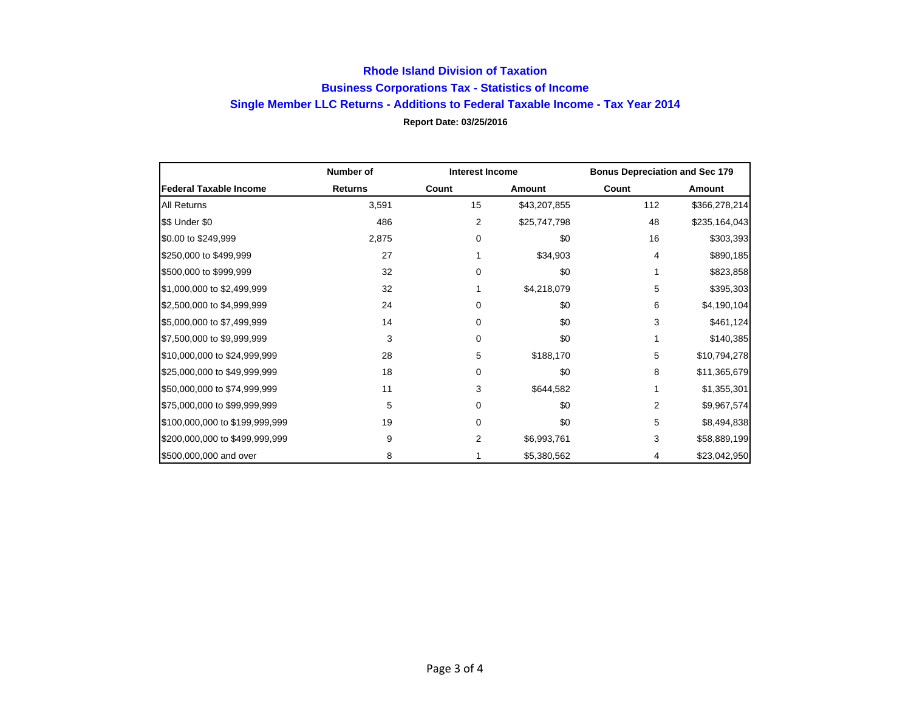# Rhode Island Division of Taxation

## Business Corporations Tax - Statistics of Income

### Single Member LLC Returns - Additions to Federal Taxable Income - Tax Year 2014

**Report Date: 03/25/2016**

| | Number of | Interest Income | | Bonus Depreciation and Sec 179 | |
|---|---|---|---|---|---|
| **Federal Taxable Income** | **Returns** | **Count** | **Amount** | **Count** | **Amount** |
| All Returns | 3,591 | 15 | $43,207,855 | 112 | $366,278,214 |
| $$ Under $0 | 486 | 2 | $25,747,798 | 48 | $235,164,043 |
| $0.00 to $249,999 | 2,875 | 0 | $0 | 16 | $303,393 |
| $250,000 to $499,999 | 27 | 1 | $34,903 | 4 | $890,185 |
| $500,000 to $999,999 | 32 | 0 | $0 | 1 | $823,858 |
| $1,000,000 to $2,499,999 | 32 | 1 | $4,218,079 | 5 | $395,303 |
| $2,500,000 to $4,999,999 | 24 | 0 | $0 | 6 | $4,190,104 |
| $5,000,000 to $7,499,999 | 14 | 0 | $0 | 3 | $461,124 |
| $7,500,000 to $9,999,999 | 3 | 0 | $0 | 1 | $140,385 |
| $10,000,000 to $24,999,999 | 28 | 5 | $188,170 | 5 | $10,794,278 |
| $25,000,000 to $49,999,999 | 18 | 0 | $0 | 8 | $11,365,679 |
| $50,000,000 to $74,999,999 | 11 | 3 | $644,582 | 1 | $1,355,301 |
| $75,000,000 to $99,999,999 | 5 | 0 | $0 | 2 | $9,967,574 |
| $100,000,000 to $199,999,999 | 19 | 0 | $0 | 5 | $8,494,838 |
| $200,000,000 to $499,999,999 | 9 | 2 | $6,993,761 | 3 | $58,889,199 |
| $500,000,000 and over | 8 | 1 | $5,380,562 | 4 | $23,042,950 |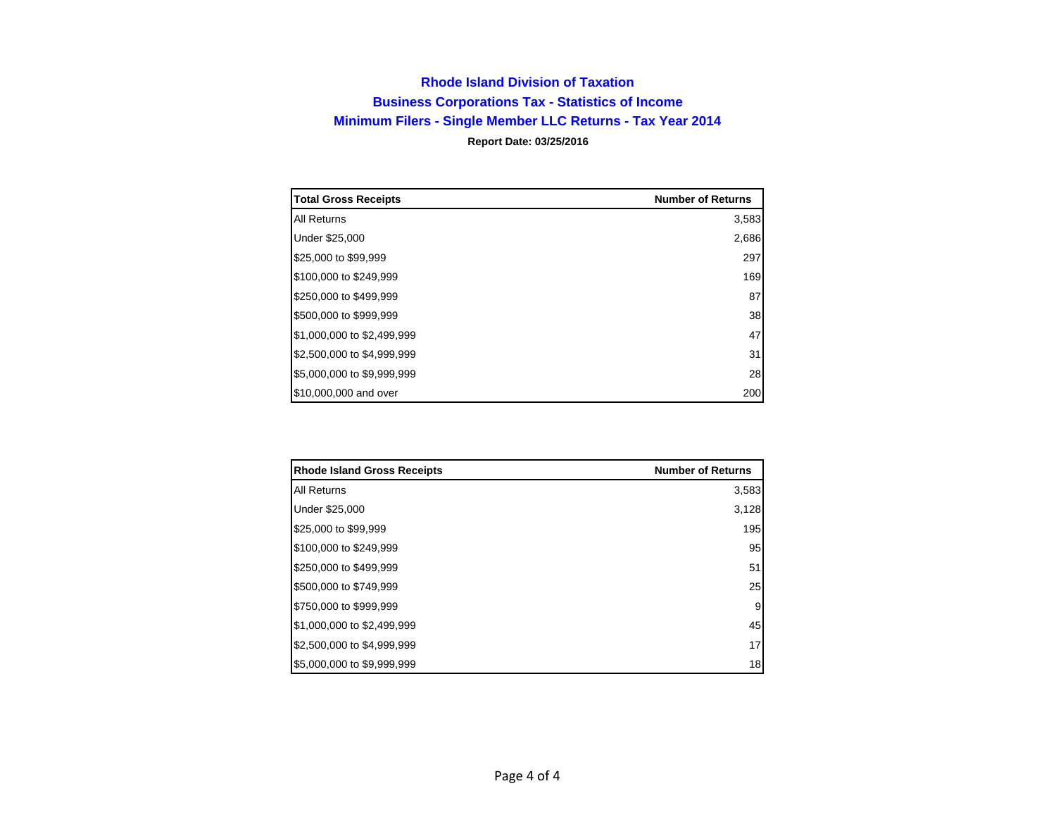# Rhode Island Division of Taxation

## Business Corporations Tax - Statistics of Income

## Minimum Filers - Single Member LLC Returns - Tax Year 2014

**Report Date: 03/25/2016**

| Total Gross Receipts | Number of Returns |
|---|---|
| All Returns | 3,583 |
| Under $25,000 | 2,686 |
| $25,000 to $99,999 | 297 |
| $100,000 to $249,999 | 169 |
| $250,000 to $499,999 | 87 |
| $500,000 to $999,999 | 38 |
| $1,000,000 to $2,499,999 | 47 |
| $2,500,000 to $4,999,999 | 31 |
| $5,000,000 to $9,999,999 | 28 |
| $10,000,000 and over | 200 |

| Rhode Island Gross Receipts | Number of Returns |
|---|---|
| All Returns | 3,583 |
| Under $25,000 | 3,128 |
| $25,000 to $99,999 | 195 |
| $100,000 to $249,999 | 95 |
| $250,000 to $499,999 | 51 |
| $500,000 to $749,999 | 25 |
| $750,000 to $999,999 | 9 |
| $1,000,000 to $2,499,999 | 45 |
| $2,500,000 to $4,999,999 | 17 |
| $5,000,000 to $9,999,999 | 18 |